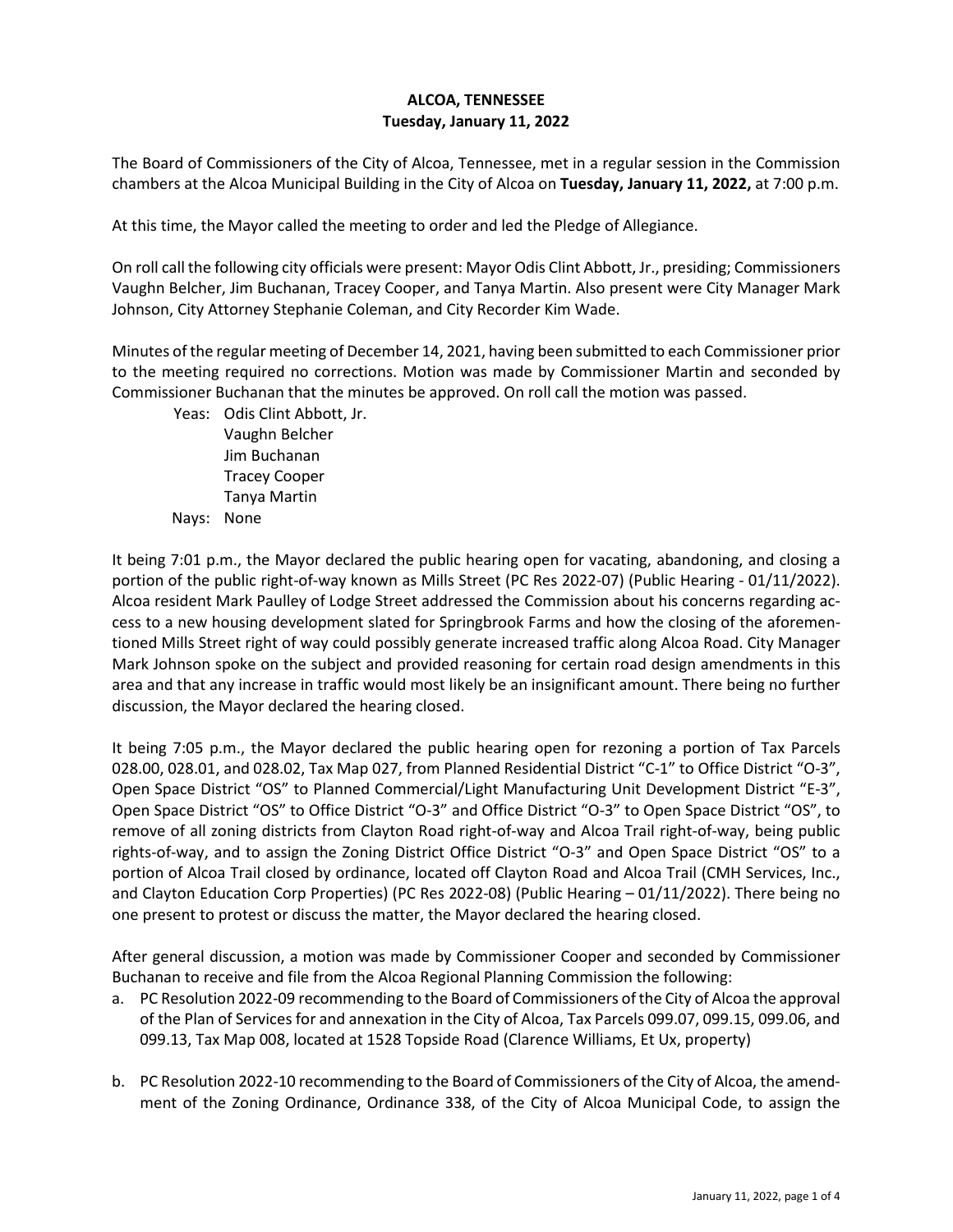**ALCOA, TENNESSEE**
**Tuesday, January 11, 2022**

The Board of Commissioners of the City of Alcoa, Tennessee, met in a regular session in the Commission chambers at the Alcoa Municipal Building in the City of Alcoa on **Tuesday, January 11, 2022,** at 7:00 p.m.

At this time, the Mayor called the meeting to order and led the Pledge of Allegiance.

On roll call the following city officials were present: Mayor Odis Clint Abbott, Jr., presiding; Commissioners Vaughn Belcher, Jim Buchanan, Tracey Cooper, and Tanya Martin. Also present were City Manager Mark Johnson, City Attorney Stephanie Coleman, and City Recorder Kim Wade.

Minutes of the regular meeting of December 14, 2021, having been submitted to each Commissioner prior to the meeting required no corrections. Motion was made by Commissioner Martin and seconded by Commissioner Buchanan that the minutes be approved. On roll call the motion was passed.

Yeas: Odis Clint Abbott, Jr.
Vaughn Belcher
Jim Buchanan
Tracey Cooper
Tanya Martin
Nays: None

It being 7:01 p.m., the Mayor declared the public hearing open for vacating, abandoning, and closing a portion of the public right-of-way known as Mills Street (PC Res 2022-07) (Public Hearing - 01/11/2022). Alcoa resident Mark Paulley of Lodge Street addressed the Commission about his concerns regarding access to a new housing development slated for Springbrook Farms and how the closing of the aforementioned Mills Street right of way could possibly generate increased traffic along Alcoa Road. City Manager Mark Johnson spoke on the subject and provided reasoning for certain road design amendments in this area and that any increase in traffic would most likely be an insignificant amount. There being no further discussion, the Mayor declared the hearing closed.

It being 7:05 p.m., the Mayor declared the public hearing open for rezoning a portion of Tax Parcels 028.00, 028.01, and 028.02, Tax Map 027, from Planned Residential District "C-1" to Office District "O-3", Open Space District "OS" to Planned Commercial/Light Manufacturing Unit Development District "E-3", Open Space District "OS" to Office District "O-3" and Office District "O-3" to Open Space District "OS", to remove of all zoning districts from Clayton Road right-of-way and Alcoa Trail right-of-way, being public rights-of-way, and to assign the Zoning District Office District "O-3" and Open Space District "OS" to a portion of Alcoa Trail closed by ordinance, located off Clayton Road and Alcoa Trail (CMH Services, Inc., and Clayton Education Corp Properties) (PC Res 2022-08) (Public Hearing – 01/11/2022). There being no one present to protest or discuss the matter, the Mayor declared the hearing closed.

After general discussion, a motion was made by Commissioner Cooper and seconded by Commissioner Buchanan to receive and file from the Alcoa Regional Planning Commission the following:

a. PC Resolution 2022-09 recommending to the Board of Commissioners of the City of Alcoa the approval of the Plan of Services for and annexation in the City of Alcoa, Tax Parcels 099.07, 099.15, 099.06, and 099.13, Tax Map 008, located at 1528 Topside Road (Clarence Williams, Et Ux, property)

b. PC Resolution 2022-10 recommending to the Board of Commissioners of the City of Alcoa, the amendment of the Zoning Ordinance, Ordinance 338, of the City of Alcoa Municipal Code, to assign the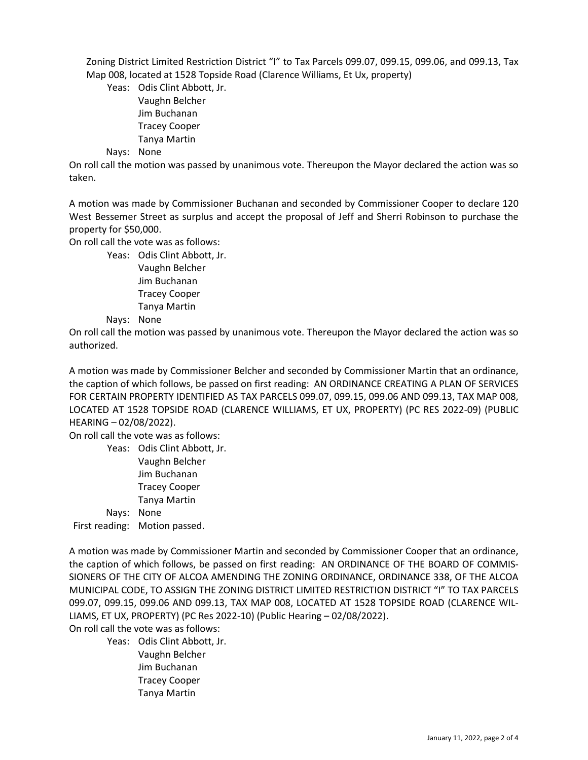Zoning District Limited Restriction District "I" to Tax Parcels 099.07, 099.15, 099.06, and 099.13, Tax Map 008, located at 1528 Topside Road (Clarence Williams, Et Ux, property)

Yeas: Odis Clint Abbott, Jr.
Vaughn Belcher
Jim Buchanan
Tracey Cooper
Tanya Martin

Nays: None

On roll call the motion was passed by unanimous vote. Thereupon the Mayor declared the action was so taken.

A motion was made by Commissioner Buchanan and seconded by Commissioner Cooper to declare 120 West Bessemer Street as surplus and accept the proposal of Jeff and Sherri Robinson to purchase the property for $50,000.

On roll call the vote was as follows:

Yeas: Odis Clint Abbott, Jr.
Vaughn Belcher
Jim Buchanan
Tracey Cooper
Tanya Martin

Nays: None

On roll call the motion was passed by unanimous vote. Thereupon the Mayor declared the action was so authorized.

A motion was made by Commissioner Belcher and seconded by Commissioner Martin that an ordinance, the caption of which follows, be passed on first reading: AN ORDINANCE CREATING A PLAN OF SERVICES FOR CERTAIN PROPERTY IDENTIFIED AS TAX PARCELS 099.07, 099.15, 099.06 AND 099.13, TAX MAP 008, LOCATED AT 1528 TOPSIDE ROAD (CLARENCE WILLIAMS, ET UX, PROPERTY) (PC RES 2022-09) (PUBLIC HEARING – 02/08/2022).

On roll call the vote was as follows:

Yeas: Odis Clint Abbott, Jr.
Vaughn Belcher
Jim Buchanan
Tracey Cooper
Tanya Martin

Nays: None

First reading: Motion passed.

A motion was made by Commissioner Martin and seconded by Commissioner Cooper that an ordinance, the caption of which follows, be passed on first reading: AN ORDINANCE OF THE BOARD OF COMMISSIONERS OF THE CITY OF ALCOA AMENDING THE ZONING ORDINANCE, ORDINANCE 338, OF THE ALCOA MUNICIPAL CODE, TO ASSIGN THE ZONING DISTRICT LIMITED RESTRICTION DISTRICT "I" TO TAX PARCELS 099.07, 099.15, 099.06 AND 099.13, TAX MAP 008, LOCATED AT 1528 TOPSIDE ROAD (CLARENCE WILLIAMS, ET UX, PROPERTY) (PC Res 2022-10) (Public Hearing – 02/08/2022).

On roll call the vote was as follows:

Yeas: Odis Clint Abbott, Jr.
Vaughn Belcher
Jim Buchanan
Tracey Cooper
Tanya Martin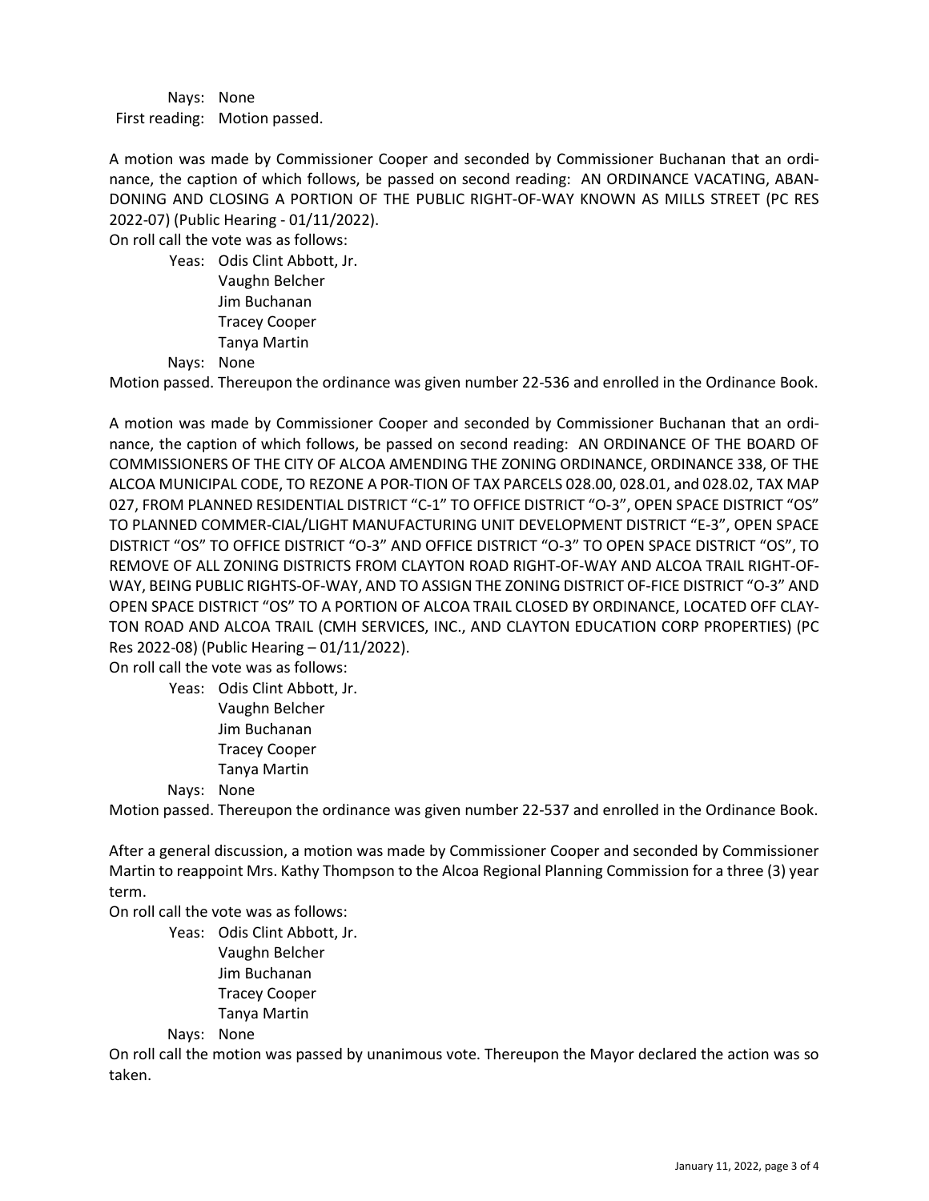Nays: None
First reading: Motion passed.

A motion was made by Commissioner Cooper and seconded by Commissioner Buchanan that an ordinance, the caption of which follows, be passed on second reading: AN ORDINANCE VACATING, ABANDONING AND CLOSING A PORTION OF THE PUBLIC RIGHT-OF-WAY KNOWN AS MILLS STREET (PC RES 2022-07) (Public Hearing - 01/11/2022).

On roll call the vote was as follows:

Yeas: Odis Clint Abbott, Jr.
Vaughn Belcher
Jim Buchanan
Tracey Cooper
Tanya Martin

Nays: None

Motion passed. Thereupon the ordinance was given number 22-536 and enrolled in the Ordinance Book.

A motion was made by Commissioner Cooper and seconded by Commissioner Buchanan that an ordinance, the caption of which follows, be passed on second reading: AN ORDINANCE OF THE BOARD OF COMMISSIONERS OF THE CITY OF ALCOA AMENDING THE ZONING ORDINANCE, ORDINANCE 338, OF THE ALCOA MUNICIPAL CODE, TO REZONE A POR-TION OF TAX PARCELS 028.00, 028.01, and 028.02, TAX MAP 027, FROM PLANNED RESIDENTIAL DISTRICT "C-1" TO OFFICE DISTRICT "O-3", OPEN SPACE DISTRICT "OS" TO PLANNED COMMER-CIAL/LIGHT MANUFACTURING UNIT DEVELOPMENT DISTRICT "E-3", OPEN SPACE DISTRICT "OS" TO OFFICE DISTRICT "O-3" AND OFFICE DISTRICT "O-3" TO OPEN SPACE DISTRICT "OS", TO REMOVE OF ALL ZONING DISTRICTS FROM CLAYTON ROAD RIGHT-OF-WAY AND ALCOA TRAIL RIGHT-OF-WAY, BEING PUBLIC RIGHTS-OF-WAY, AND TO ASSIGN THE ZONING DISTRICT OF-FICE DISTRICT "O-3" AND OPEN SPACE DISTRICT "OS" TO A PORTION OF ALCOA TRAIL CLOSED BY ORDINANCE, LOCATED OFF CLAY-TON ROAD AND ALCOA TRAIL (CMH SERVICES, INC., AND CLAYTON EDUCATION CORP PROPERTIES) (PC Res 2022-08) (Public Hearing – 01/11/2022).

On roll call the vote was as follows:

Yeas: Odis Clint Abbott, Jr.
Vaughn Belcher
Jim Buchanan
Tracey Cooper
Tanya Martin

Nays: None

Motion passed. Thereupon the ordinance was given number 22-537 and enrolled in the Ordinance Book.

After a general discussion, a motion was made by Commissioner Cooper and seconded by Commissioner Martin to reappoint Mrs. Kathy Thompson to the Alcoa Regional Planning Commission for a three (3) year term.

On roll call the vote was as follows:

Yeas: Odis Clint Abbott, Jr.
Vaughn Belcher
Jim Buchanan
Tracey Cooper
Tanya Martin

Nays: None

On roll call the motion was passed by unanimous vote. Thereupon the Mayor declared the action was so taken.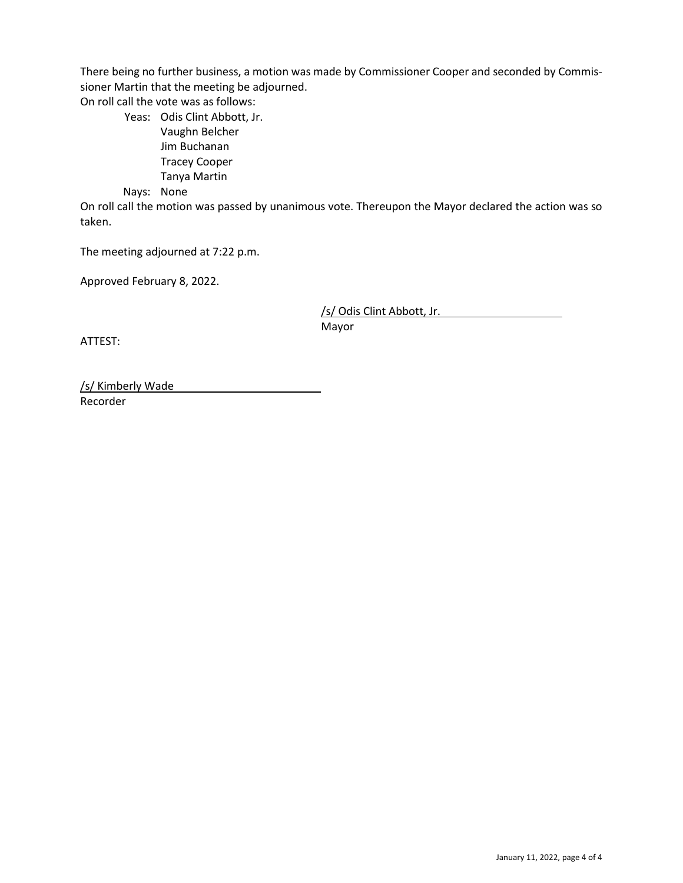There being no further business, a motion was made by Commissioner Cooper and seconded by Commissioner Martin that the meeting be adjourned.

On roll call the vote was as follows:

Yeas: Odis Clint Abbott, Jr.
Vaughn Belcher
Jim Buchanan
Tracey Cooper
Tanya Martin

Nays: None

On roll call the motion was passed by unanimous vote. Thereupon the Mayor declared the action was so taken.

The meeting adjourned at 7:22 p.m.

Approved February 8, 2022.

/s/ Odis Clint Abbott, Jr.
Mayor

ATTEST:

/s/ Kimberly Wade
Recorder